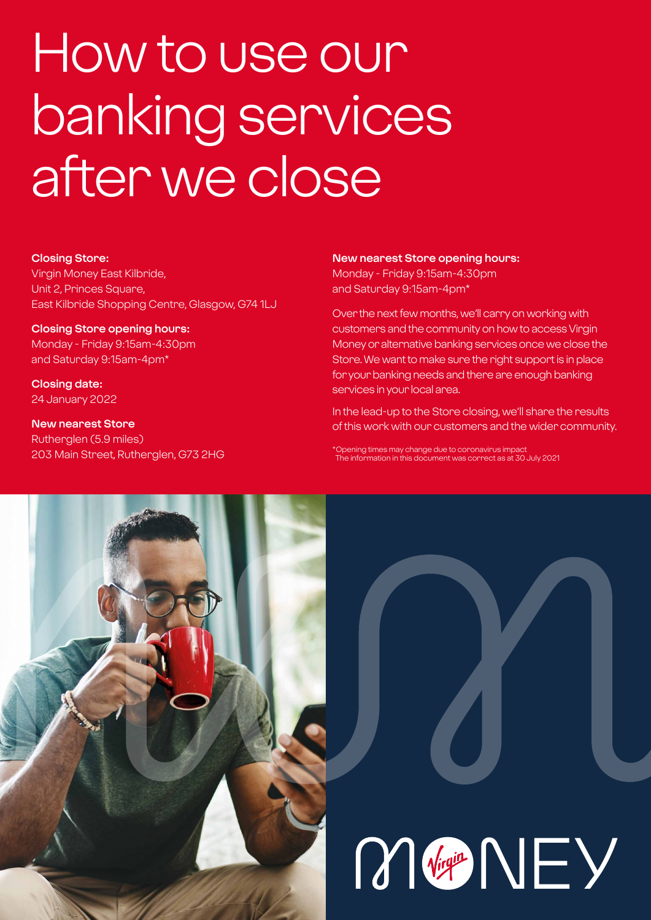# How to use our banking services after we close

**Closing Store:**
Virgin Money East Kilbride,
Unit 2, Princes Square,
East Kilbride Shopping Centre, Glasgow, G74 1LJ

**Closing Store opening hours:**
Monday - Friday 9:15am-4:30pm
and Saturday 9:15am-4pm*

**Closing date:**
24 January 2022

**New nearest Store**
Rutherglen (5.9 miles)
203 Main Street, Rutherglen, G73 2HG

**New nearest Store opening hours:**
Monday - Friday 9:15am-4:30pm
and Saturday 9:15am-4pm*

Over the next few months, we'll carry on working with customers and the community on how to access Virgin Money or alternative banking services once we close the Store. We want to make sure the right support is in place for your banking needs and there are enough banking services in your local area.

In the lead-up to the Store closing, we'll share the results of this work with our customers and the wider community.

*Opening times may change due to coronavirus impact
The information in this document was correct as at 30 July 2021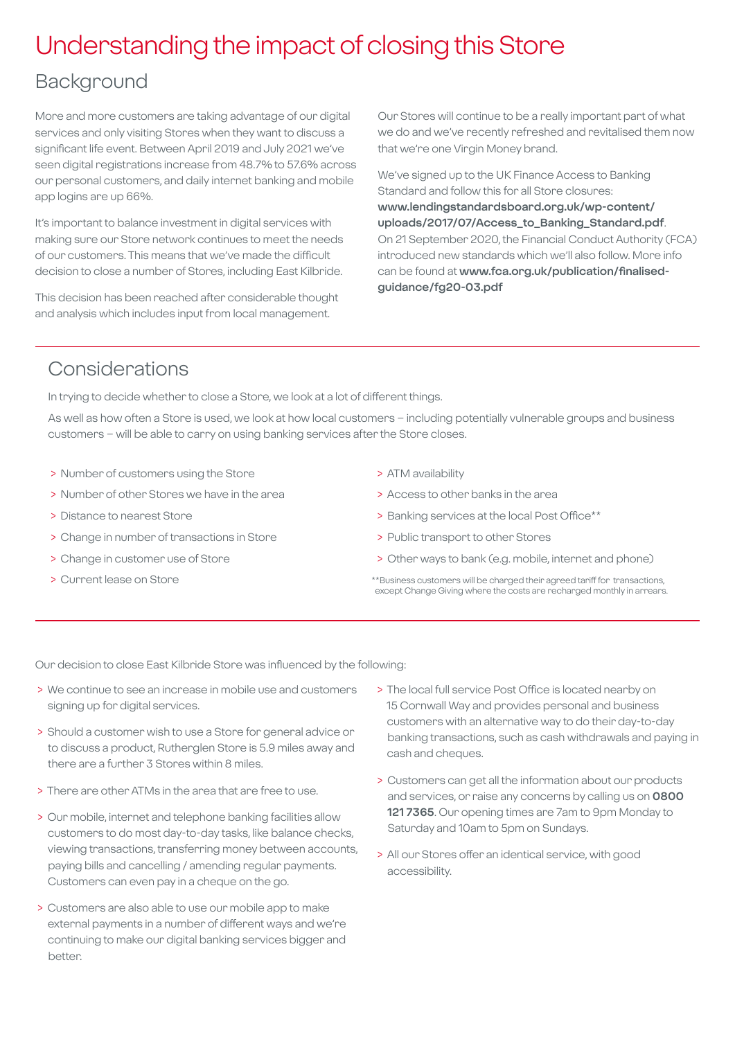# Understanding the impact of closing this Store

## Background

More and more customers are taking advantage of our digital services and only visiting Stores when they want to discuss a significant life event. Between April 2019 and July 2021 we've seen digital registrations increase from 48.7% to 57.6% across our personal customers, and daily internet banking and mobile app logins are up 66%.

It's important to balance investment in digital services with making sure our Store network continues to meet the needs of our customers. This means that we've made the difficult decision to close a number of Stores, including East Kilbride.

This decision has been reached after considerable thought and analysis which includes input from local management.

Our Stores will continue to be a really important part of what we do and we've recently refreshed and revitalised them now that we're one Virgin Money brand.

We've signed up to the UK Finance Access to Banking Standard and follow this for all Store closures: **www.lendingstandardsboard.org.uk/wp-content/uploads/2017/07/Access_to_Banking_Standard.pdf**. On 21 September 2020, the Financial Conduct Authority (FCA) introduced new standards which we'll also follow. More info can be found at **www.fca.org.uk/publication/finalised-guidance/fg20-03.pdf**

## Considerations

In trying to decide whether to close a Store, we look at a lot of different things.

As well as how often a Store is used, we look at how local customers – including potentially vulnerable groups and business customers – will be able to carry on using banking services after the Store closes.

- Number of customers using the Store
- Number of other Stores we have in the area
- Distance to nearest Store
- Change in number of transactions in Store
- Change in customer use of Store
- Current lease on Store
- ATM availability
- Access to other banks in the area
- Banking services at the local Post Office**
- Public transport to other Stores
- Other ways to bank (e.g. mobile, internet and phone)

**Business customers will be charged their agreed tariff for transactions, except Change Giving where the costs are recharged monthly in arrears.

Our decision to close East Kilbride Store was influenced by the following:

- We continue to see an increase in mobile use and customers signing up for digital services.
- Should a customer wish to use a Store for general advice or to discuss a product, Rutherglen Store is 5.9 miles away and there are a further 3 Stores within 8 miles.
- There are other ATMs in the area that are free to use.
- Our mobile, internet and telephone banking facilities allow customers to do most day-to-day tasks, like balance checks, viewing transactions, transferring money between accounts, paying bills and cancelling / amending regular payments. Customers can even pay in a cheque on the go.
- Customers are also able to use our mobile app to make external payments in a number of different ways and we're continuing to make our digital banking services bigger and better.
- The local full service Post Office is located nearby on 15 Cornwall Way and provides personal and business customers with an alternative way to do their day-to-day banking transactions, such as cash withdrawals and paying in cash and cheques.
- Customers can get all the information about our products and services, or raise any concerns by calling us on **0800 121 7365**. Our opening times are 7am to 9pm Monday to Saturday and 10am to 5pm on Sundays.
- All our Stores offer an identical service, with good accessibility.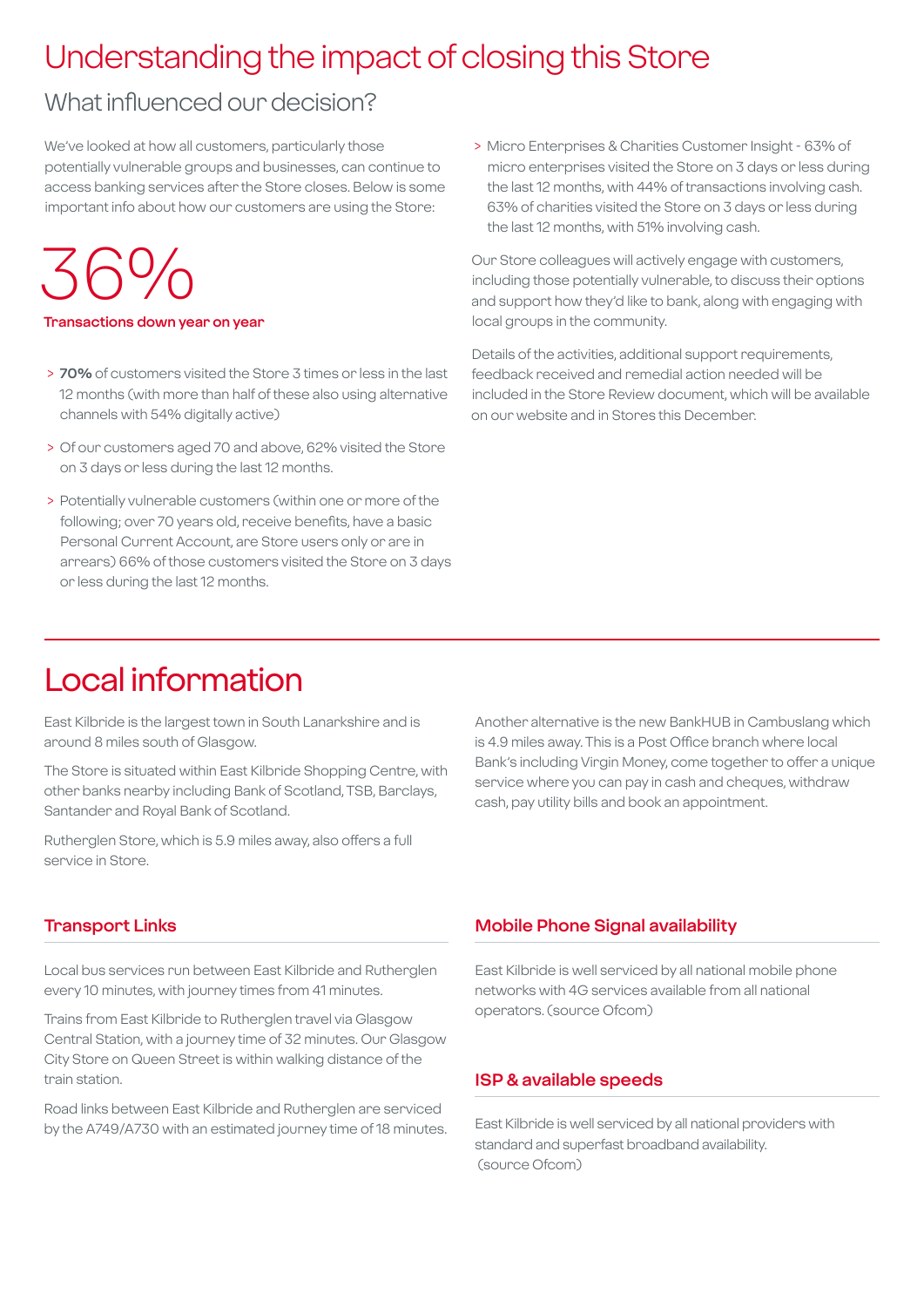# Understanding the impact of closing this Store

## What influenced our decision?

We've looked at how all customers, particularly those potentially vulnerable groups and businesses, can continue to access banking services after the Store closes. Below is some important info about how our customers are using the Store:

36%

**Transactions down year on year**

- **70%** of customers visited the Store 3 times or less in the last 12 months (with more than half of these also using alternative channels with 54% digitally active)
- Of our customers aged 70 and above, 62% visited the Store on 3 days or less during the last 12 months.
- Potentially vulnerable customers (within one or more of the following; over 70 years old, receive benefits, have a basic Personal Current Account, are Store users only or are in arrears) 66% of those customers visited the Store on 3 days or less during the last 12 months.
- Micro Enterprises & Charities Customer Insight - 63% of micro enterprises visited the Store on 3 days or less during the last 12 months, with 44% of transactions involving cash. 63% of charities visited the Store on 3 days or less during the last 12 months, with 51% involving cash.

Our Store colleagues will actively engage with customers, including those potentially vulnerable, to discuss their options and support how they'd like to bank, along with engaging with local groups in the community.

Details of the activities, additional support requirements, feedback received and remedial action needed will be included in the Store Review document, which will be available on our website and in Stores this December.

# Local information

East Kilbride is the largest town in South Lanarkshire and is around 8 miles south of Glasgow.

The Store is situated within East Kilbride Shopping Centre, with other banks nearby including Bank of Scotland, TSB, Barclays, Santander and Royal Bank of Scotland.

Rutherglen Store, which is 5.9 miles away, also offers a full service in Store.

Another alternative is the new BankHUB in Cambuslang which is 4.9 miles away. This is a Post Office branch where local Bank's including Virgin Money, come together to offer a unique service where you can pay in cash and cheques, withdraw cash, pay utility bills and book an appointment.

### Transport Links

Local bus services run between East Kilbride and Rutherglen every 10 minutes, with journey times from 41 minutes.

Trains from East Kilbride to Rutherglen travel via Glasgow Central Station, with a journey time of 32 minutes. Our Glasgow City Store on Queen Street is within walking distance of the train station.

Road links between East Kilbride and Rutherglen are serviced by the A749/A730 with an estimated journey time of 18 minutes.

### Mobile Phone Signal availability

East Kilbride is well serviced by all national mobile phone networks with 4G services available from all national operators. (source Ofcom)

### ISP & available speeds

East Kilbride is well serviced by all national providers with standard and superfast broadband availability. (source Ofcom)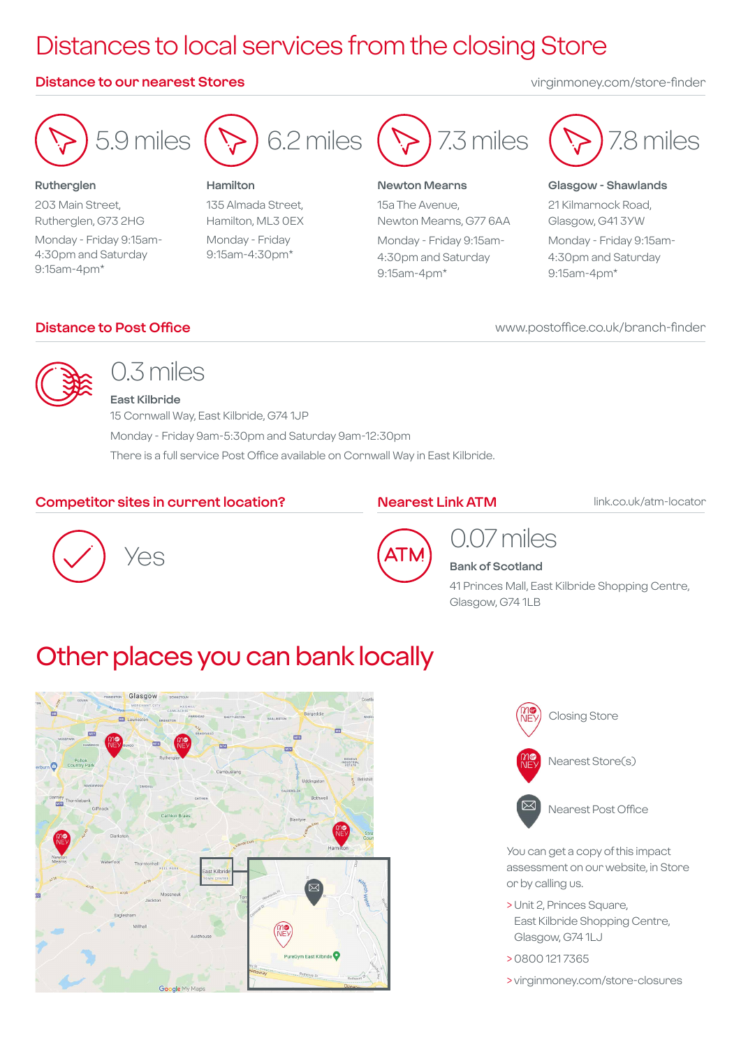# Distances to local services from the closing Store

## Distance to our nearest Stores

virginmoney.com/store-finder

**5.9 miles**

**Rutherglen**
203 Main Street,
Rutherglen, G73 2HG
Monday - Friday 9:15am-4:30pm and Saturday 9:15am-4pm*

**6.2 miles**

**Hamilton**
135 Almada Street,
Hamilton, ML3 0EX
Monday - Friday 9:15am-4:30pm*

**7.3 miles**

**Newton Mearns**
15a The Avenue,
Newton Mearns, G77 6AA
Monday - Friday 9:15am-4:30pm and Saturday 9:15am-4pm*

**7.8 miles**

**Glasgow - Shawlands**
21 Kilmarnock Road,
Glasgow, G41 3YW
Monday - Friday 9:15am-4:30pm and Saturday 9:15am-4pm*

## Distance to Post Office

www.postoffice.co.uk/branch-finder

**0.3 miles**

**East Kilbride**
15 Cornwall Way, East Kilbride, G74 1JP
Monday - Friday 9am-5:30pm and Saturday 9am-12:30pm
There is a full service Post Office available on Cornwall Way in East Kilbride.

## Competitor sites in current location?

Yes

## Nearest Link ATM

link.co.uk/atm-locator

**0.07 miles**

**Bank of Scotland**
41 Princes Mall, East Kilbride Shopping Centre,
Glasgow, G74 1LB

# Other places you can bank locally

- Closing Store
- Nearest Store(s)
- Nearest Post Office

You can get a copy of this impact assessment on our website, in Store or by calling us.

> Unit 2, Princes Square,
East Kilbride Shopping Centre,
Glasgow, G74 1LJ

> 0800 121 7365

> virginmoney.com/store-closures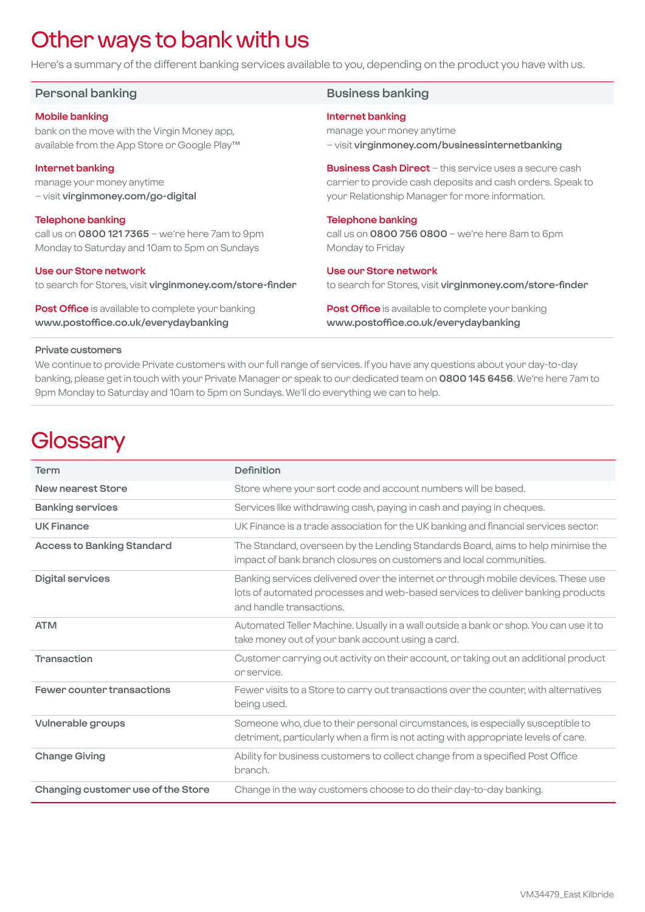# Other ways to bank with us

Here's a summary of the different banking services available to you, depending on the product you have with us.

## Personal banking

**Mobile banking**
bank on the move with the Virgin Money app, available from the App Store or Google Play™

**Internet banking**
manage your money anytime
– visit **virginmoney.com/go-digital**

**Telephone banking**
call us on **0800 121 7365** – we're here 7am to 9pm Monday to Saturday and 10am to 5pm on Sundays

**Use our Store network**
to search for Stores, visit **virginmoney.com/store-finder**

**Post Office** is available to complete your banking
**www.postoffice.co.uk/everydaybanking**

## Business banking

**Internet banking**
manage your money anytime
– visit **virginmoney.com/businessinternetbanking**

**Business Cash Direct** – this service uses a secure cash carrier to provide cash deposits and cash orders. Speak to your Relationship Manager for more information.

**Telephone banking**
call us on **0800 756 0800** – we're here 8am to 6pm Monday to Friday

**Use our Store network**
to search for Stores, visit **virginmoney.com/store-finder**

**Post Office** is available to complete your banking
**www.postoffice.co.uk/everydaybanking**

**Private customers**
We continue to provide Private customers with our full range of services. If you have any questions about your day-to-day banking, please get in touch with your Private Manager or speak to our dedicated team on **0800 145 6456**. We're here 7am to 9pm Monday to Saturday and 10am to 5pm on Sundays. We'll do everything we can to help.

# Glossary

| Term | Definition |
|---|---|
| **New nearest Store** | Store where your sort code and account numbers will be based. |
| **Banking services** | Services like withdrawing cash, paying in cash and paying in cheques. |
| **UK Finance** | UK Finance is a trade association for the UK banking and financial services sector. |
| **Access to Banking Standard** | The Standard, overseen by the Lending Standards Board, aims to help minimise the impact of bank branch closures on customers and local communities. |
| **Digital services** | Banking services delivered over the internet or through mobile devices. These use lots of automated processes and web-based services to deliver banking products and handle transactions. |
| **ATM** | Automated Teller Machine. Usually in a wall outside a bank or shop. You can use it to take money out of your bank account using a card. |
| **Transaction** | Customer carrying out activity on their account, or taking out an additional product or service. |
| **Fewer counter transactions** | Fewer visits to a Store to carry out transactions over the counter, with alternatives being used. |
| **Vulnerable groups** | Someone who, due to their personal circumstances, is especially susceptible to detriment, particularly when a firm is not acting with appropriate levels of care. |
| **Change Giving** | Ability for business customers to collect change from a specified Post Office branch. |
| **Changing customer use of the Store** | Change in the way customers choose to do their day-to-day banking. |

VM34479_East Kilbride